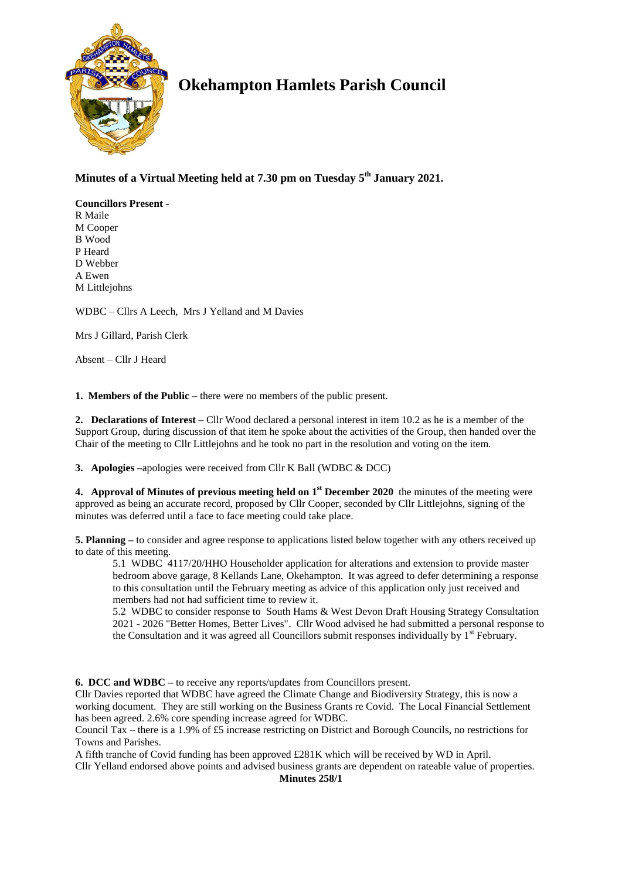# Okehampton Hamlets Parish Council

**Minutes of a Virtual Meeting held at 7.30 pm on Tuesday 5th January 2021.**

**Councillors Present -**
R Maile
M Cooper
B Wood
P Heard
D Webber
A Ewen
M Littlejohns

WDBC – Cllrs A Leech, Mrs J Yelland and M Davies

Mrs J Gillard, Parish Clerk

Absent – Cllr J Heard

**1. Members of the Public –** there were no members of the public present.

**2. Declarations of Interest –** Cllr Wood declared a personal interest in item 10.2 as he is a member of the Support Group, during discussion of that item he spoke about the activities of the Group, then handed over the Chair of the meeting to Cllr Littlejohns and he took no part in the resolution and voting on the item.

**3. Apologies –**apologies were received from Cllr K Ball (WDBC & DCC)

**4. Approval of Minutes of previous meeting held on 1st December 2020** the minutes of the meeting were approved as being an accurate record, proposed by Cllr Cooper, seconded by Cllr Littlejohns, signing of the minutes was deferred until a face to face meeting could take place.

**5. Planning –** to consider and agree response to applications listed below together with any others received up to date of this meeting.

> 5.1 WDBC 4117/20/HHO Householder application for alterations and extension to provide master bedroom above garage, 8 Kellands Lane, Okehampton. It was agreed to defer determining a response to this consultation until the February meeting as advice of this application only just received and members had not had sufficient time to review it.
>
> 5.2 WDBC to consider response to South Hams & West Devon Draft Housing Strategy Consultation 2021 - 2026 "Better Homes, Better Lives". Cllr Wood advised he had submitted a personal response to the Consultation and it was agreed all Councillors submit responses individually by 1st February.

**6. DCC and WDBC –** to receive any reports/updates from Councillors present.

Cllr Davies reported that WDBC have agreed the Climate Change and Biodiversity Strategy, this is now a working document. They are still working on the Business Grants re Covid. The Local Financial Settlement has been agreed. 2.6% core spending increase agreed for WDBC.

Council Tax – there is a 1.9% of £5 increase restricting on District and Borough Councils, no restrictions for Towns and Parishes.

A fifth tranche of Covid funding has been approved £281K which will be received by WD in April.

Cllr Yelland endorsed above points and advised business grants are dependent on rateable value of properties.

**Minutes 258/1**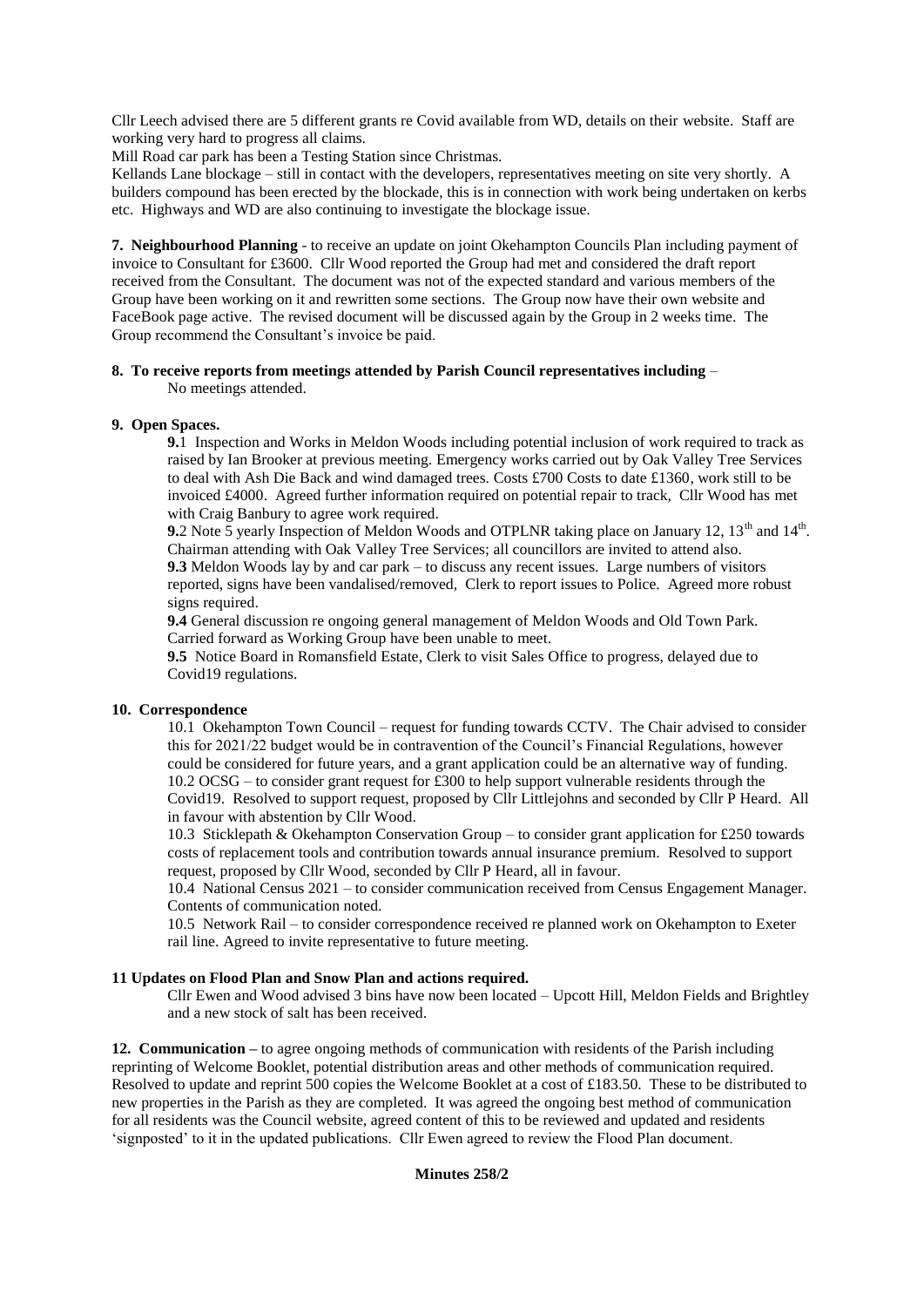Cllr Leech advised there are 5 different grants re Covid available from WD, details on their website. Staff are working very hard to progress all claims.

Mill Road car park has been a Testing Station since Christmas.

Kellands Lane blockage – still in contact with the developers, representatives meeting on site very shortly. A builders compound has been erected by the blockade, this is in connection with work being undertaken on kerbs etc. Highways and WD are also continuing to investigate the blockage issue.

**7. Neighbourhood Planning** - to receive an update on joint Okehampton Councils Plan including payment of invoice to Consultant for £3600. Cllr Wood reported the Group had met and considered the draft report received from the Consultant. The document was not of the expected standard and various members of the Group have been working on it and rewritten some sections. The Group now have their own website and FaceBook page active. The revised document will be discussed again by the Group in 2 weeks time. The Group recommend the Consultant's invoice be paid.

**8. To receive reports from meetings attended by Parish Council representatives including** –

No meetings attended.

**9. Open Spaces.**

**9.**1 Inspection and Works in Meldon Woods including potential inclusion of work required to track as raised by Ian Brooker at previous meeting. Emergency works carried out by Oak Valley Tree Services to deal with Ash Die Back and wind damaged trees. Costs £700 Costs to date £1360, work still to be invoiced £4000. Agreed further information required on potential repair to track, Cllr Wood has met with Craig Banbury to agree work required.

**9.**2 Note 5 yearly Inspection of Meldon Woods and OTPLNR taking place on January 12, 13th and 14th. Chairman attending with Oak Valley Tree Services; all councillors are invited to attend also.

**9.3** Meldon Woods lay by and car park – to discuss any recent issues. Large numbers of visitors reported, signs have been vandalised/removed, Clerk to report issues to Police. Agreed more robust signs required.

**9.4** General discussion re ongoing general management of Meldon Woods and Old Town Park. Carried forward as Working Group have been unable to meet.

**9.5** Notice Board in Romansfield Estate, Clerk to visit Sales Office to progress, delayed due to Covid19 regulations.

**10. Correspondence**

10.1 Okehampton Town Council – request for funding towards CCTV. The Chair advised to consider this for 2021/22 budget would be in contravention of the Council's Financial Regulations, however could be considered for future years, and a grant application could be an alternative way of funding.

10.2 OCSG – to consider grant request for £300 to help support vulnerable residents through the Covid19. Resolved to support request, proposed by Cllr Littlejohns and seconded by Cllr P Heard. All in favour with abstention by Cllr Wood.

10.3 Sticklepath & Okehampton Conservation Group – to consider grant application for £250 towards costs of replacement tools and contribution towards annual insurance premium. Resolved to support request, proposed by Cllr Wood, seconded by Cllr P Heard, all in favour.

10.4 National Census 2021 – to consider communication received from Census Engagement Manager. Contents of communication noted.

10.5 Network Rail – to consider correspondence received re planned work on Okehampton to Exeter rail line. Agreed to invite representative to future meeting.

**11 Updates on Flood Plan and Snow Plan and actions required.**

Cllr Ewen and Wood advised 3 bins have now been located – Upcott Hill, Meldon Fields and Brightley and a new stock of salt has been received.

**12. Communication –** to agree ongoing methods of communication with residents of the Parish including reprinting of Welcome Booklet, potential distribution areas and other methods of communication required. Resolved to update and reprint 500 copies the Welcome Booklet at a cost of £183.50. These to be distributed to new properties in the Parish as they are completed. It was agreed the ongoing best method of communication for all residents was the Council website, agreed content of this to be reviewed and updated and residents 'signposted' to it in the updated publications. Cllr Ewen agreed to review the Flood Plan document.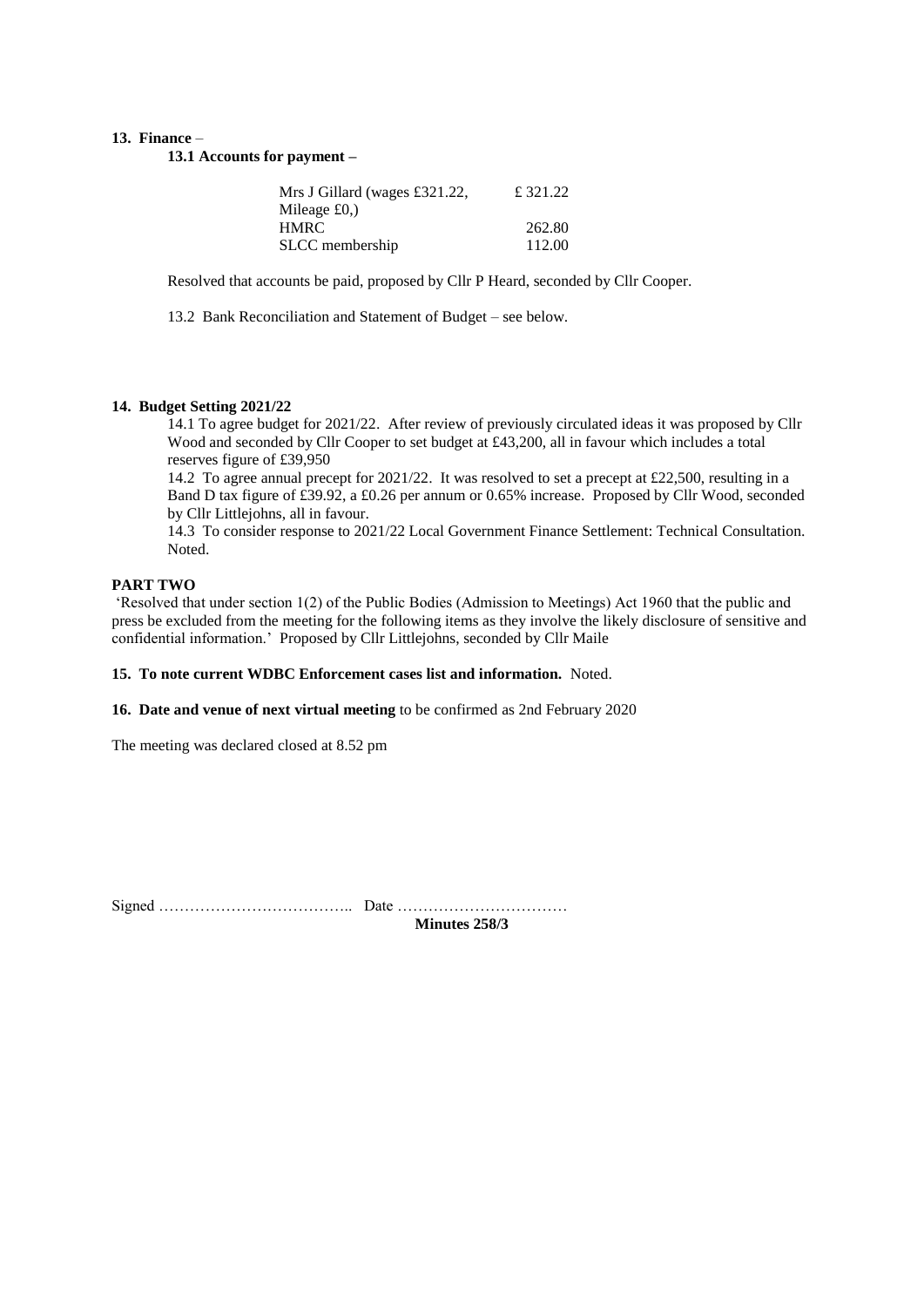**13. Finance** –

**13.1 Accounts for payment –**

| | |
|---|---|
| Mrs J Gillard (wages £321.22, Mileage £0,) | £ 321.22 |
| HMRC | 262.80 |
| SLCC membership | 112.00 |

Resolved that accounts be paid, proposed by Cllr P Heard, seconded by Cllr Cooper.

13.2 Bank Reconciliation and Statement of Budget – see below.

**14. Budget Setting 2021/22**

14.1 To agree budget for 2021/22. After review of previously circulated ideas it was proposed by Cllr Wood and seconded by Cllr Cooper to set budget at £43,200, all in favour which includes a total reserves figure of £39,950

14.2 To agree annual precept for 2021/22. It was resolved to set a precept at £22,500, resulting in a Band D tax figure of £39.92, a £0.26 per annum or 0.65% increase. Proposed by Cllr Wood, seconded by Cllr Littlejohns, all in favour.

14.3 To consider response to 2021/22 Local Government Finance Settlement: Technical Consultation. Noted.

**PART TWO**

'Resolved that under section 1(2) of the Public Bodies (Admission to Meetings) Act 1960 that the public and press be excluded from the meeting for the following items as they involve the likely disclosure of sensitive and confidential information.' Proposed by Cllr Littlejohns, seconded by Cllr Maile

**15. To note current WDBC Enforcement cases list and information.** Noted.

**16. Date and venue of next virtual meeting** to be confirmed as 2nd February 2020

The meeting was declared closed at 8.52 pm

Signed ……………………………….. Date ……………………………

**Minutes 258/3**